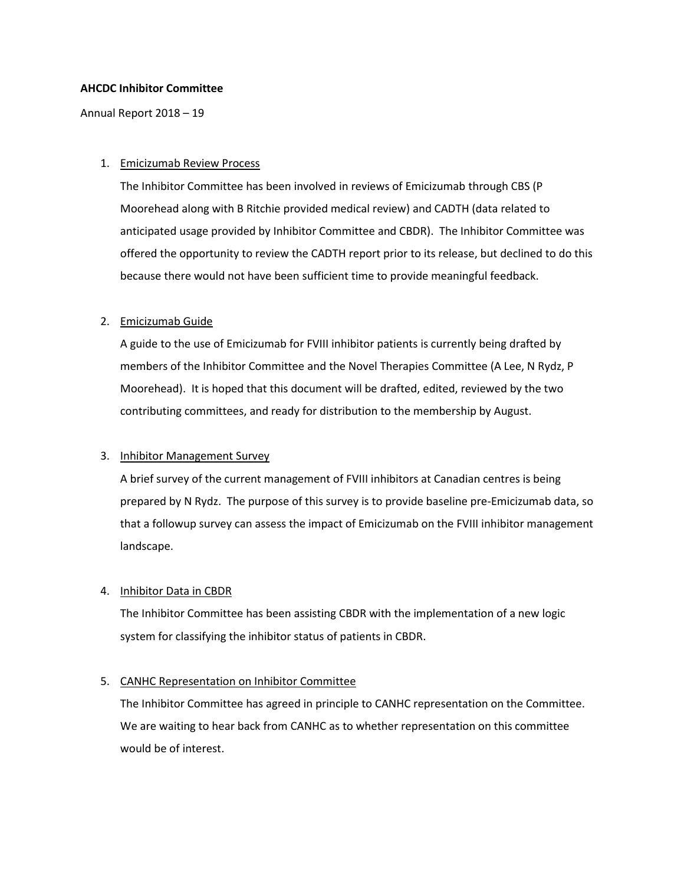**AHCDC Inhibitor Committee**

Annual Report 2018 – 19

1. Emicizumab Review Process

   The Inhibitor Committee has been involved in reviews of Emicizumab through CBS (P Moorehead along with B Ritchie provided medical review) and CADTH (data related to anticipated usage provided by Inhibitor Committee and CBDR). The Inhibitor Committee was offered the opportunity to review the CADTH report prior to its release, but declined to do this because there would not have been sufficient time to provide meaningful feedback.

2. Emicizumab Guide

   A guide to the use of Emicizumab for FVIII inhibitor patients is currently being drafted by members of the Inhibitor Committee and the Novel Therapies Committee (A Lee, N Rydz, P Moorehead). It is hoped that this document will be drafted, edited, reviewed by the two contributing committees, and ready for distribution to the membership by August.

3. Inhibitor Management Survey

   A brief survey of the current management of FVIII inhibitors at Canadian centres is being prepared by N Rydz. The purpose of this survey is to provide baseline pre-Emicizumab data, so that a followup survey can assess the impact of Emicizumab on the FVIII inhibitor management landscape.

4. Inhibitor Data in CBDR

   The Inhibitor Committee has been assisting CBDR with the implementation of a new logic system for classifying the inhibitor status of patients in CBDR.

5. CANHC Representation on Inhibitor Committee

   The Inhibitor Committee has agreed in principle to CANHC representation on the Committee. We are waiting to hear back from CANHC as to whether representation on this committee would be of interest.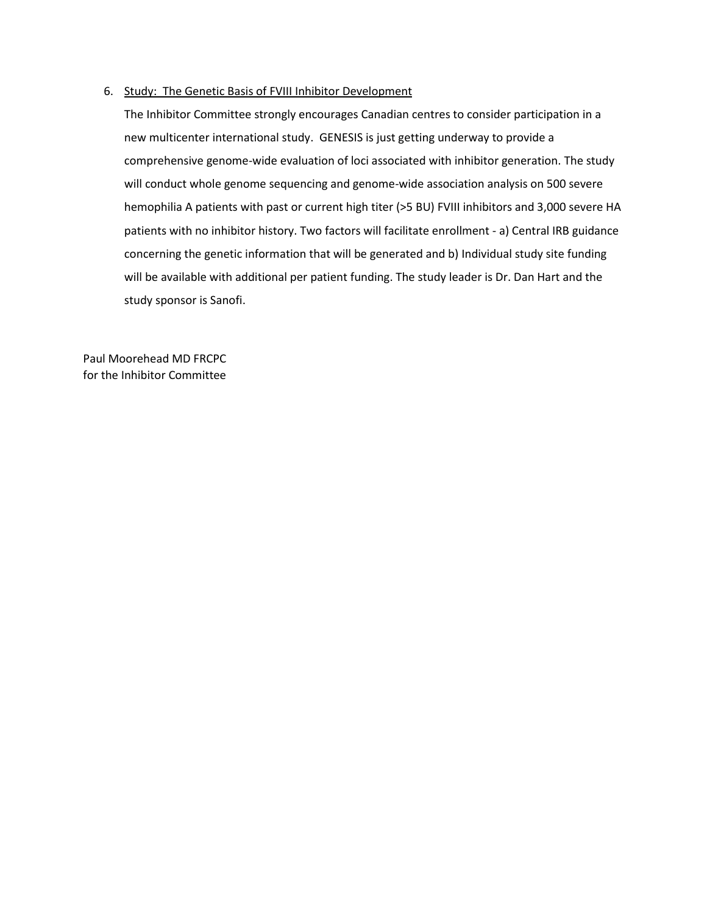6. Study: The Genetic Basis of FVIII Inhibitor Development

   The Inhibitor Committee strongly encourages Canadian centres to consider participation in a new multicenter international study. GENESIS is just getting underway to provide a comprehensive genome-wide evaluation of loci associated with inhibitor generation. The study will conduct whole genome sequencing and genome-wide association analysis on 500 severe hemophilia A patients with past or current high titer (>5 BU) FVIII inhibitors and 3,000 severe HA patients with no inhibitor history. Two factors will facilitate enrollment - a) Central IRB guidance concerning the genetic information that will be generated and b) Individual study site funding will be available with additional per patient funding. The study leader is Dr. Dan Hart and the study sponsor is Sanofi.

Paul Moorehead MD FRCPC
for the Inhibitor Committee